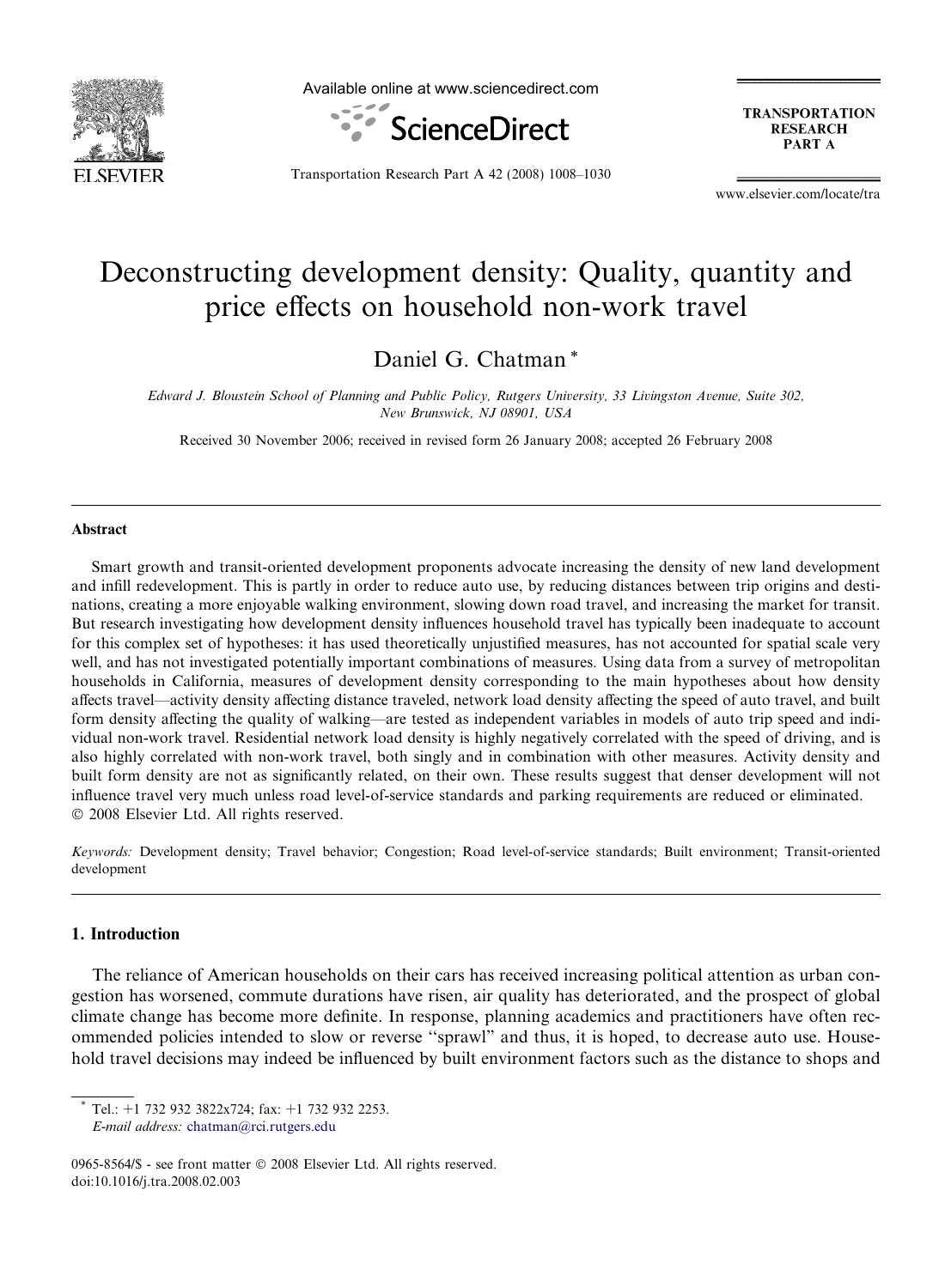# Deconstructing development density: Quality, quantity and price effects on household non-work travel

Daniel G. Chatman *

*Edward J. Bloustein School of Planning and Public Policy, Rutgers University, 33 Livingston Avenue, Suite 302, New Brunswick, NJ 08901, USA*

Received 30 November 2006; received in revised form 26 January 2008; accepted 26 February 2008

## Abstract

Smart growth and transit-oriented development proponents advocate increasing the density of new land development and infill redevelopment. This is partly in order to reduce auto use, by reducing distances between trip origins and destinations, creating a more enjoyable walking environment, slowing down road travel, and increasing the market for transit. But research investigating how development density influences household travel has typically been inadequate to account for this complex set of hypotheses: it has used theoretically unjustified measures, has not accounted for spatial scale very well, and has not investigated potentially important combinations of measures. Using data from a survey of metropolitan households in California, measures of development density corresponding to the main hypotheses about how density affects travel—activity density affecting distance traveled, network load density affecting the speed of auto travel, and built form density affecting the quality of walking—are tested as independent variables in models of auto trip speed and individual non-work travel. Residential network load density is highly negatively correlated with the speed of driving, and is also highly correlated with non-work travel, both singly and in combination with other measures. Activity density and built form density are not as significantly related, on their own. These results suggest that denser development will not influence travel very much unless road level-of-service standards and parking requirements are reduced or eliminated.
© 2008 Elsevier Ltd. All rights reserved.

*Keywords:* Development density; Travel behavior; Congestion; Road level-of-service standards; Built environment; Transit-oriented development

## 1. Introduction

The reliance of American households on their cars has received increasing political attention as urban congestion has worsened, commute durations have risen, air quality has deteriorated, and the prospect of global climate change has become more definite. In response, planning academics and practitioners have often recommended policies intended to slow or reverse "sprawl" and thus, it is hoped, to decrease auto use. Household travel decisions may indeed be influenced by built environment factors such as the distance to shops and

* Tel.: +1 732 932 3822x724; fax: +1 732 932 2253.
*E-mail address:* chatman@rci.rutgers.edu

0965-8564/$ - see front matter © 2008 Elsevier Ltd. All rights reserved.
doi:10.1016/j.tra.2008.02.003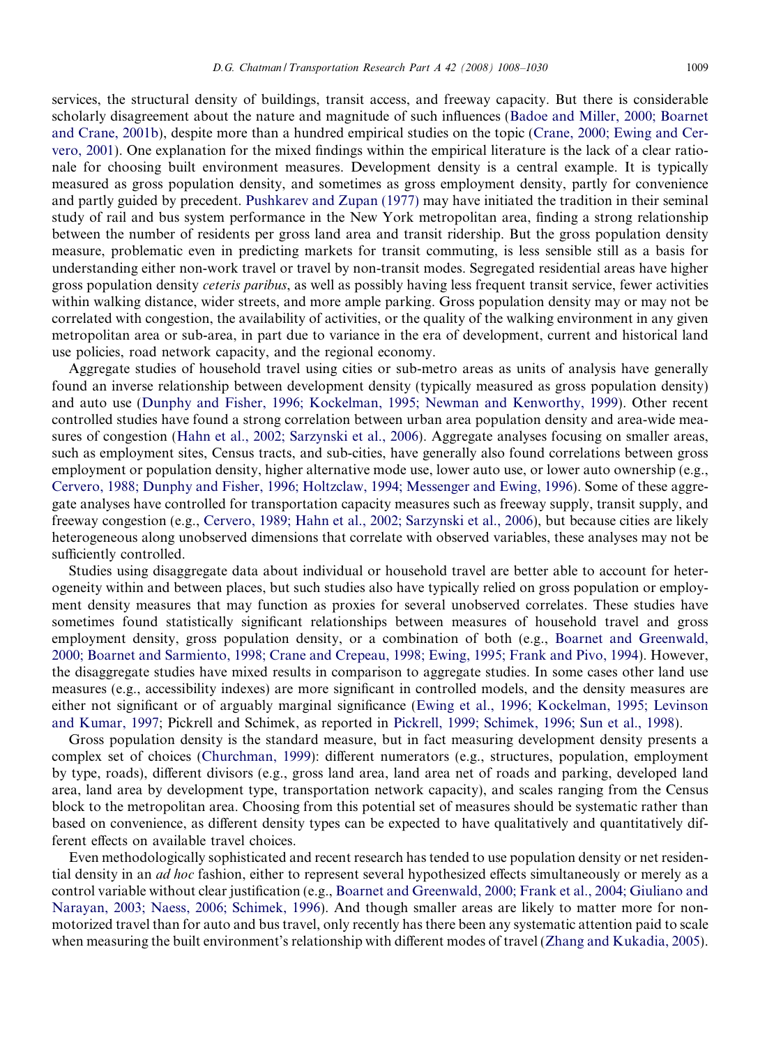services, the structural density of buildings, transit access, and freeway capacity. But there is considerable scholarly disagreement about the nature and magnitude of such influences (Badoe and Miller, 2000; Boarnet and Crane, 2001b), despite more than a hundred empirical studies on the topic (Crane, 2000; Ewing and Cervero, 2001). One explanation for the mixed findings within the empirical literature is the lack of a clear rationale for choosing built environment measures. Development density is a central example. It is typically measured as gross population density, and sometimes as gross employment density, partly for convenience and partly guided by precedent. Pushkarev and Zupan (1977) may have initiated the tradition in their seminal study of rail and bus system performance in the New York metropolitan area, finding a strong relationship between the number of residents per gross land area and transit ridership. But the gross population density measure, problematic even in predicting markets for transit commuting, is less sensible still as a basis for understanding either non-work travel or travel by non-transit modes. Segregated residential areas have higher gross population density *ceteris paribus*, as well as possibly having less frequent transit service, fewer activities within walking distance, wider streets, and more ample parking. Gross population density may or may not be correlated with congestion, the availability of activities, or the quality of the walking environment in any given metropolitan area or sub-area, in part due to variance in the era of development, current and historical land use policies, road network capacity, and the regional economy.

Aggregate studies of household travel using cities or sub-metro areas as units of analysis have generally found an inverse relationship between development density (typically measured as gross population density) and auto use (Dunphy and Fisher, 1996; Kockelman, 1995; Newman and Kenworthy, 1999). Other recent controlled studies have found a strong correlation between urban area population density and area-wide measures of congestion (Hahn et al., 2002; Sarzynski et al., 2006). Aggregate analyses focusing on smaller areas, such as employment sites, Census tracts, and sub-cities, have generally also found correlations between gross employment or population density, higher alternative mode use, lower auto use, or lower auto ownership (e.g., Cervero, 1988; Dunphy and Fisher, 1996; Holtzclaw, 1994; Messenger and Ewing, 1996). Some of these aggregate analyses have controlled for transportation capacity measures such as freeway supply, transit supply, and freeway congestion (e.g., Cervero, 1989; Hahn et al., 2002; Sarzynski et al., 2006), but because cities are likely heterogeneous along unobserved dimensions that correlate with observed variables, these analyses may not be sufficiently controlled.

Studies using disaggregate data about individual or household travel are better able to account for heterogeneity within and between places, but such studies also have typically relied on gross population or employment density measures that may function as proxies for several unobserved correlates. These studies have sometimes found statistically significant relationships between measures of household travel and gross employment density, gross population density, or a combination of both (e.g., Boarnet and Greenwald, 2000; Boarnet and Sarmiento, 1998; Crane and Crepeau, 1998; Ewing, 1995; Frank and Pivo, 1994). However, the disaggregate studies have mixed results in comparison to aggregate studies. In some cases other land use measures (e.g., accessibility indexes) are more significant in controlled models, and the density measures are either not significant or of arguably marginal significance (Ewing et al., 1996; Kockelman, 1995; Levinson and Kumar, 1997; Pickrell and Schimek, as reported in Pickrell, 1999; Schimek, 1996; Sun et al., 1998).

Gross population density is the standard measure, but in fact measuring development density presents a complex set of choices (Churchman, 1999): different numerators (e.g., structures, population, employment by type, roads), different divisors (e.g., gross land area, land area net of roads and parking, developed land area, land area by development type, transportation network capacity), and scales ranging from the Census block to the metropolitan area. Choosing from this potential set of measures should be systematic rather than based on convenience, as different density types can be expected to have qualitatively and quantitatively different effects on available travel choices.

Even methodologically sophisticated and recent research has tended to use population density or net residential density in an *ad hoc* fashion, either to represent several hypothesized effects simultaneously or merely as a control variable without clear justification (e.g., Boarnet and Greenwald, 2000; Frank et al., 2004; Giuliano and Narayan, 2003; Naess, 2006; Schimek, 1996). And though smaller areas are likely to matter more for non-motorized travel than for auto and bus travel, only recently has there been any systematic attention paid to scale when measuring the built environment's relationship with different modes of travel (Zhang and Kukadia, 2005).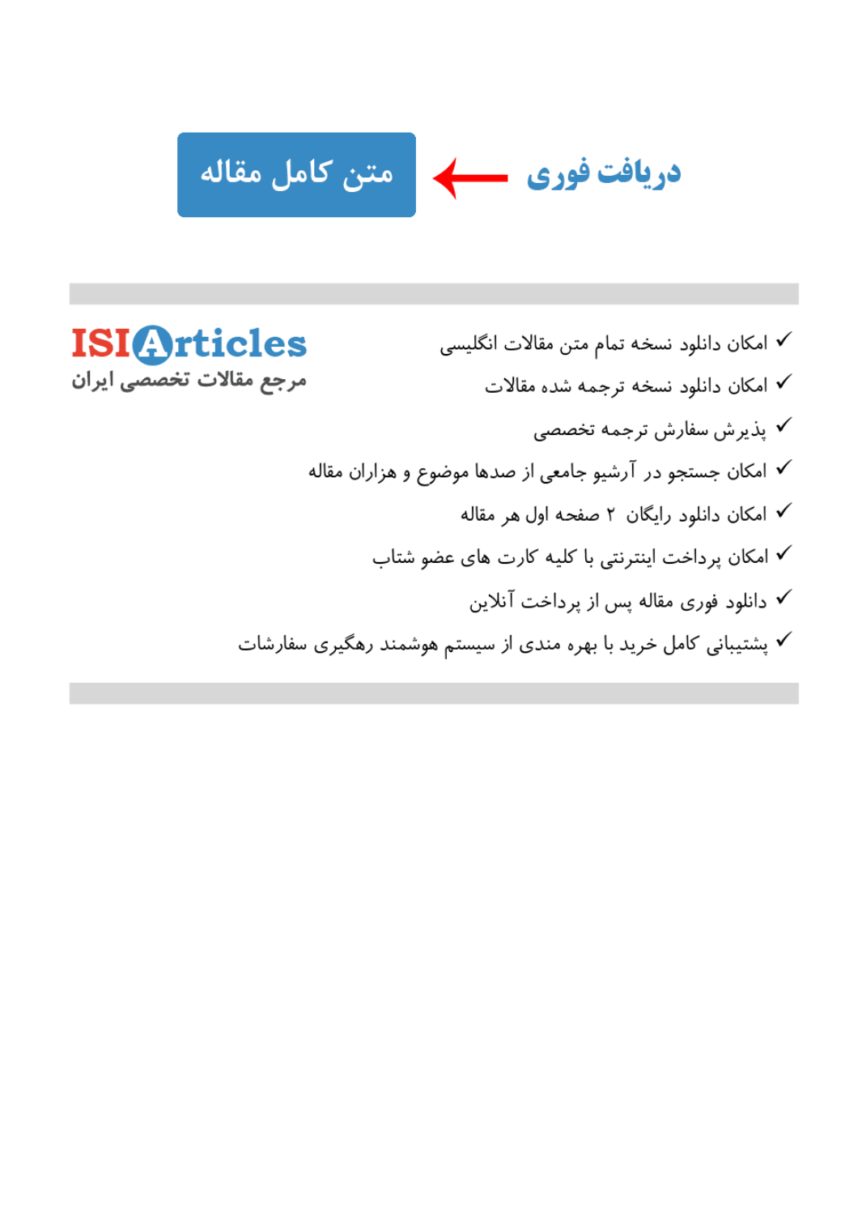دریافت فوری ← **متن کامل مقاله**

**ISIArticles**
مرجع مقالات تخصصی ایران

- ✓ امکان دانلود نسخه تمام متن مقالات انگلیسی
- ✓ امکان دانلود نسخه ترجمه شده مقالات
- ✓ پذیرش سفارش ترجمه تخصصی
- ✓ امکان جستجو در آرشیو جامعی از صدها موضوع و هزاران مقاله
- ✓ امکان دانلود رایگان ۲ صفحه اول هر مقاله
- ✓ امکان پرداخت اینترنتی با کلیه کارت های عضو شتاب
- ✓ دانلود فوری مقاله پس از پرداخت آنلاین
- ✓ پشتیبانی کامل خرید با بهره مندی از سیستم هوشمند رهگیری سفارشات